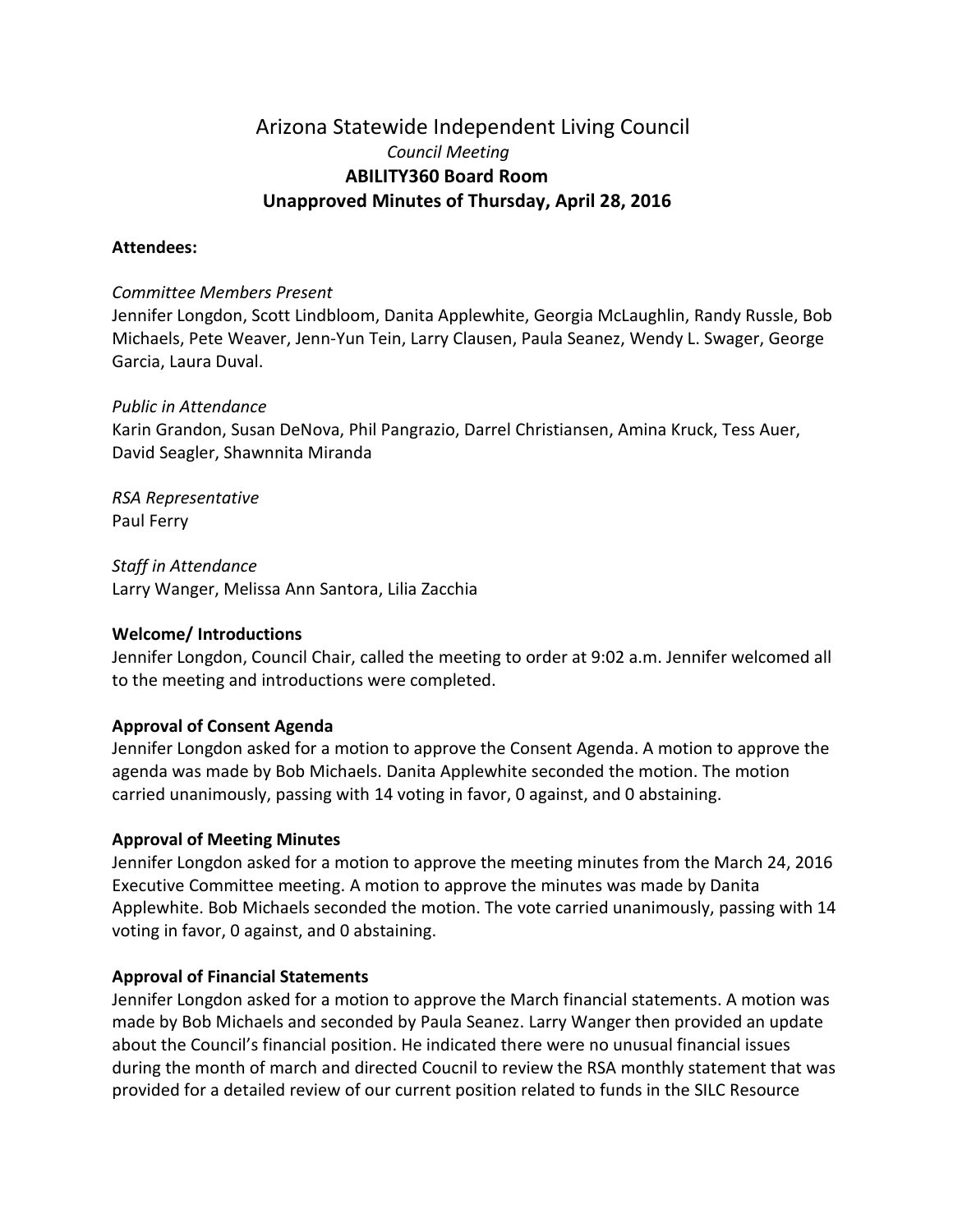# Arizona Statewide Independent Living Council

*Council Meeting*

**ABILITY360 Board Room**

**Unapproved Minutes of Thursday, April 28, 2016**

**Attendees:**

*Committee Members Present*

Jennifer Longdon, Scott Lindbloom, Danita Applewhite, Georgia McLaughlin, Randy Russle, Bob Michaels, Pete Weaver, Jenn-Yun Tein, Larry Clausen, Paula Seanez, Wendy L. Swager, George Garcia, Laura Duval.

*Public in Attendance*

Karin Grandon, Susan DeNova, Phil Pangrazio, Darrel Christiansen, Amina Kruck, Tess Auer, David Seagler, Shawnnita Miranda

*RSA Representative*

Paul Ferry

*Staff in Attendance*

Larry Wanger, Melissa Ann Santora, Lilia Zacchia

**Welcome/ Introductions**

Jennifer Longdon, Council Chair, called the meeting to order at 9:02 a.m. Jennifer welcomed all to the meeting and introductions were completed.

**Approval of Consent Agenda**

Jennifer Longdon asked for a motion to approve the Consent Agenda. A motion to approve the agenda was made by Bob Michaels. Danita Applewhite seconded the motion. The motion carried unanimously, passing with 14 voting in favor, 0 against, and 0 abstaining.

**Approval of Meeting Minutes**

Jennifer Longdon asked for a motion to approve the meeting minutes from the March 24, 2016 Executive Committee meeting. A motion to approve the minutes was made by Danita Applewhite. Bob Michaels seconded the motion. The vote carried unanimously, passing with 14 voting in favor, 0 against, and 0 abstaining.

**Approval of Financial Statements**

Jennifer Longdon asked for a motion to approve the March financial statements. A motion was made by Bob Michaels and seconded by Paula Seanez. Larry Wanger then provided an update about the Council's financial position. He indicated there were no unusual financial issues during the month of march and directed Coucnil to review the RSA monthly statement that was provided for a detailed review of our current position related to funds in the SILC Resource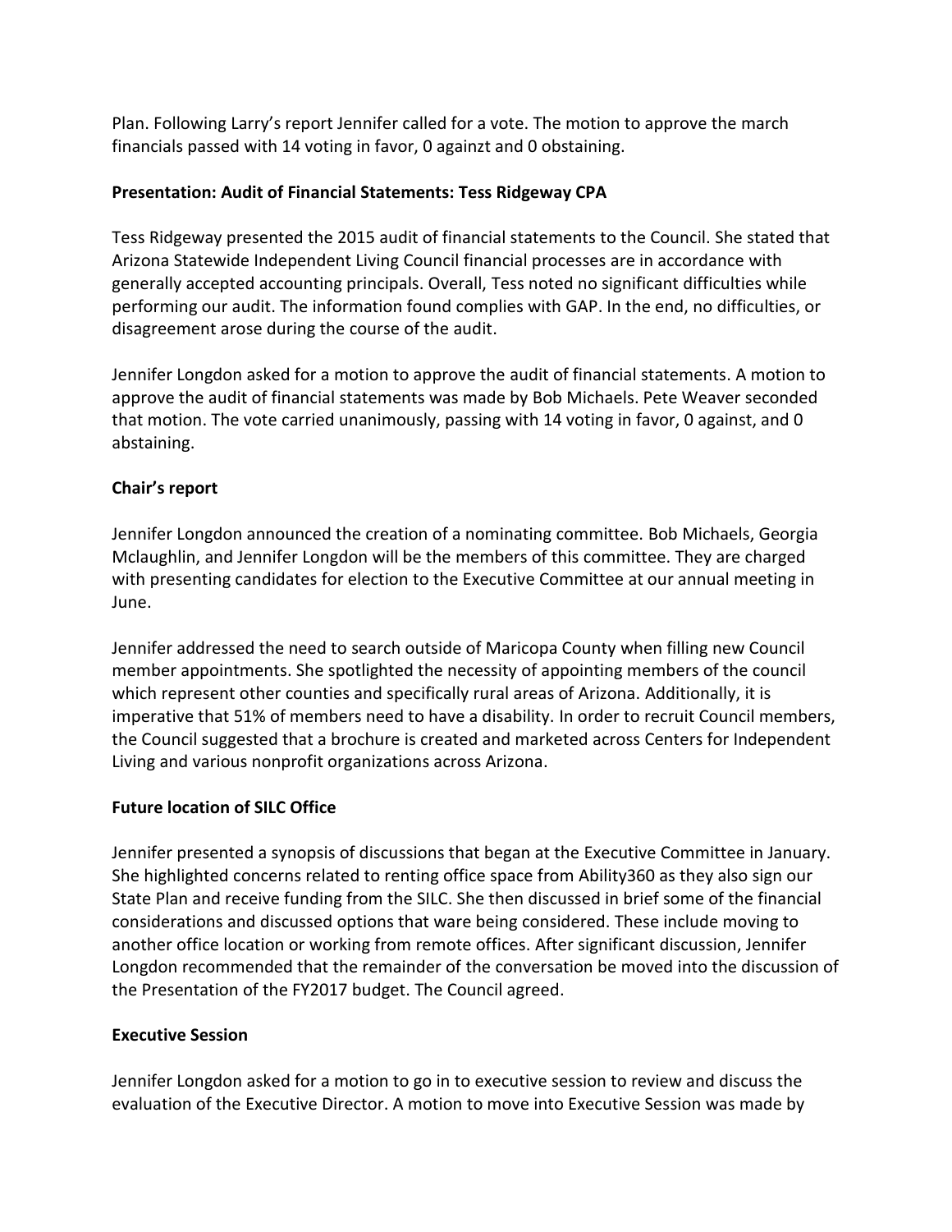Plan. Following Larry's report Jennifer called for a vote. The motion to approve the march financials passed with 14 voting in favor, 0 againzt and 0 obstaining.

**Presentation: Audit of Financial Statements: Tess Ridgeway CPA**

Tess Ridgeway presented the 2015 audit of financial statements to the Council. She stated that Arizona Statewide Independent Living Council financial processes are in accordance with generally accepted accounting principals. Overall, Tess noted no significant difficulties while performing our audit. The information found complies with GAP. In the end, no difficulties, or disagreement arose during the course of the audit.

Jennifer Longdon asked for a motion to approve the audit of financial statements. A motion to approve the audit of financial statements was made by Bob Michaels. Pete Weaver seconded that motion. The vote carried unanimously, passing with 14 voting in favor, 0 against, and 0 abstaining.

**Chair's report**

Jennifer Longdon announced the creation of a nominating committee. Bob Michaels, Georgia Mclaughlin, and Jennifer Longdon will be the members of this committee. They are charged with presenting candidates for election to the Executive Committee at our annual meeting in June.

Jennifer addressed the need to search outside of Maricopa County when filling new Council member appointments. She spotlighted the necessity of appointing members of the council which represent other counties and specifically rural areas of Arizona. Additionally, it is imperative that 51% of members need to have a disability. In order to recruit Council members, the Council suggested that a brochure is created and marketed across Centers for Independent Living and various nonprofit organizations across Arizona.

**Future location of SILC Office**

Jennifer presented a synopsis of discussions that began at the Executive Committee in January. She highlighted concerns related to renting office space from Ability360 as they also sign our State Plan and receive funding from the SILC. She then discussed in brief some of the financial considerations and discussed options that ware being considered. These include moving to another office location or working from remote offices. After significant discussion, Jennifer Longdon recommended that the remainder of the conversation be moved into the discussion of the Presentation of the FY2017 budget. The Council agreed.

**Executive Session**

Jennifer Longdon asked for a motion to go in to executive session to review and discuss the evaluation of the Executive Director. A motion to move into Executive Session was made by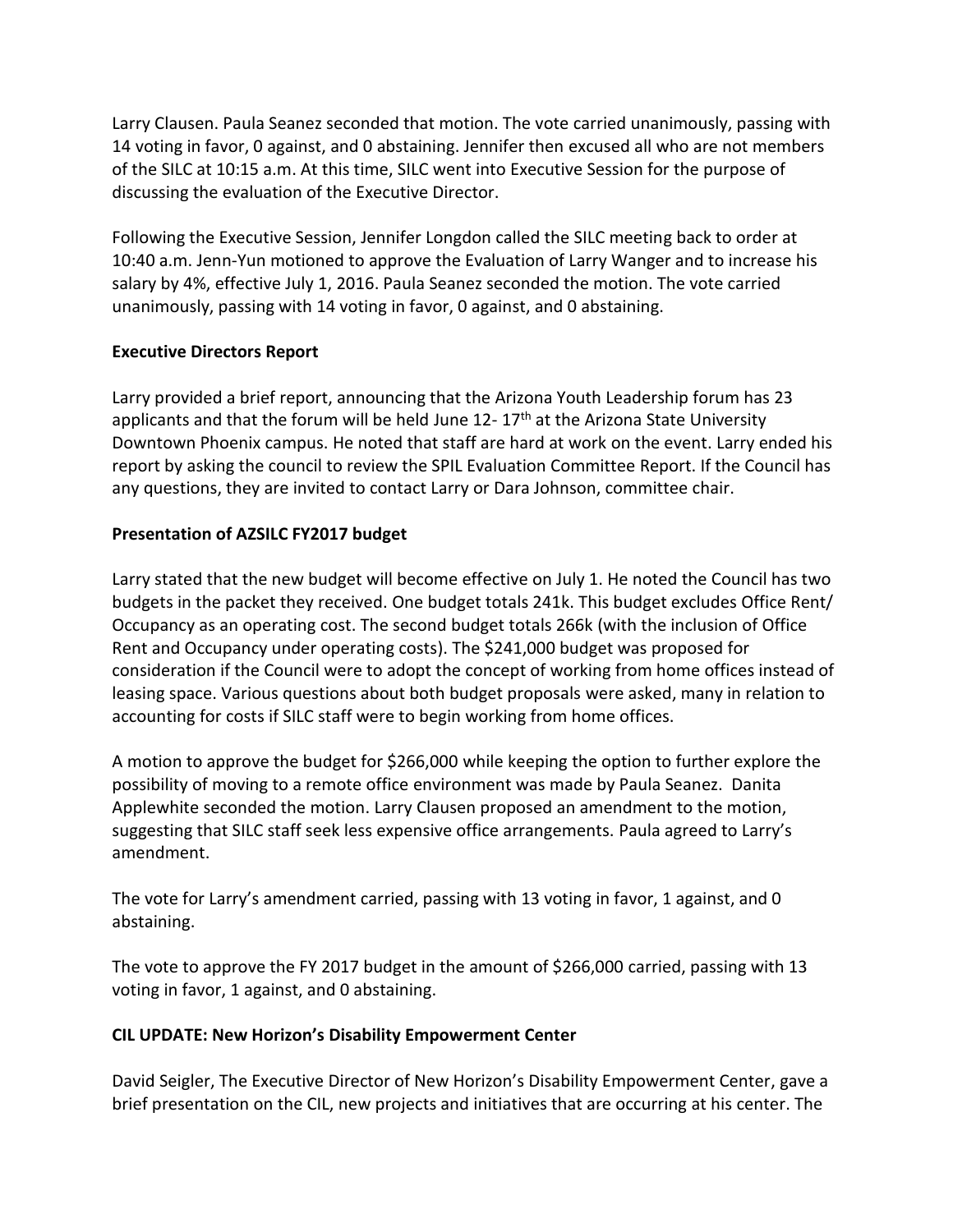Larry Clausen. Paula Seanez seconded that motion. The vote carried unanimously, passing with 14 voting in favor, 0 against, and 0 abstaining. Jennifer then excused all who are not members of the SILC at 10:15 a.m. At this time, SILC went into Executive Session for the purpose of discussing the evaluation of the Executive Director.

Following the Executive Session, Jennifer Longdon called the SILC meeting back to order at 10:40 a.m. Jenn-Yun motioned to approve the Evaluation of Larry Wanger and to increase his salary by 4%, effective July 1, 2016. Paula Seanez seconded the motion. The vote carried unanimously, passing with 14 voting in favor, 0 against, and 0 abstaining.

**Executive Directors Report**

Larry provided a brief report, announcing that the Arizona Youth Leadership forum has 23 applicants and that the forum will be held June 12- 17th at the Arizona State University Downtown Phoenix campus. He noted that staff are hard at work on the event. Larry ended his report by asking the council to review the SPIL Evaluation Committee Report. If the Council has any questions, they are invited to contact Larry or Dara Johnson, committee chair.

**Presentation of AZSILC FY2017 budget**

Larry stated that the new budget will become effective on July 1. He noted the Council has two budgets in the packet they received. One budget totals 241k. This budget excludes Office Rent/ Occupancy as an operating cost. The second budget totals 266k (with the inclusion of Office Rent and Occupancy under operating costs). The $241,000 budget was proposed for consideration if the Council were to adopt the concept of working from home offices instead of leasing space. Various questions about both budget proposals were asked, many in relation to accounting for costs if SILC staff were to begin working from home offices.

A motion to approve the budget for $266,000 while keeping the option to further explore the possibility of moving to a remote office environment was made by Paula Seanez. Danita Applewhite seconded the motion. Larry Clausen proposed an amendment to the motion, suggesting that SILC staff seek less expensive office arrangements. Paula agreed to Larry's amendment.

The vote for Larry's amendment carried, passing with 13 voting in favor, 1 against, and 0 abstaining.

The vote to approve the FY 2017 budget in the amount of $266,000 carried, passing with 13 voting in favor, 1 against, and 0 abstaining.

**CIL UPDATE: New Horizon's Disability Empowerment Center**

David Seigler, The Executive Director of New Horizon's Disability Empowerment Center, gave a brief presentation on the CIL, new projects and initiatives that are occurring at his center. The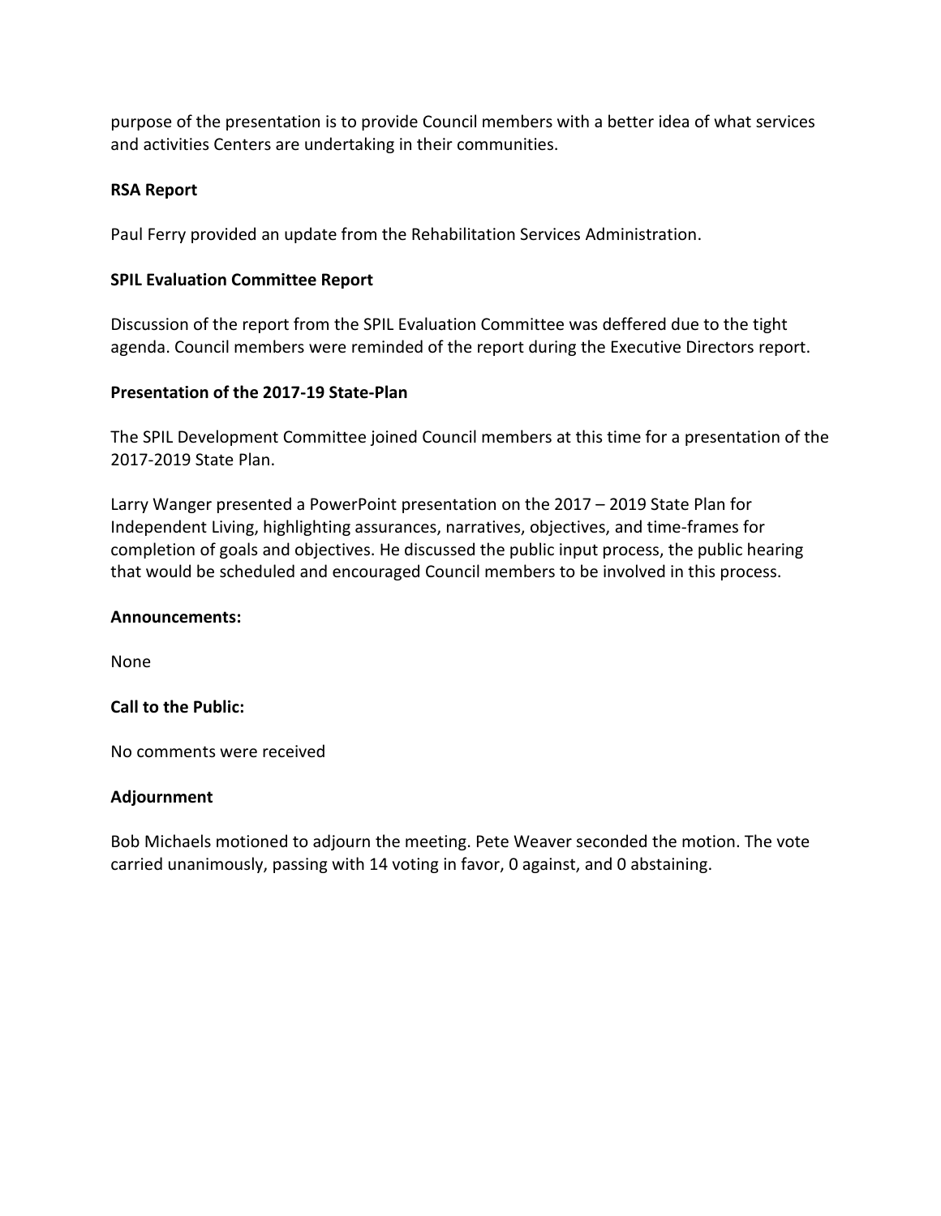purpose of the presentation is to provide Council members with a better idea of what services and activities Centers are undertaking in their communities.

**RSA Report**

Paul Ferry provided an update from the Rehabilitation Services Administration.

**SPIL Evaluation Committee Report**

Discussion of the report from the SPIL Evaluation Committee was deffered due to the tight agenda. Council members were reminded of the report during the Executive Directors report.

**Presentation of the 2017-19 State-Plan**

The SPIL Development Committee joined Council members at this time for a presentation of the 2017-2019 State Plan.

Larry Wanger presented a PowerPoint presentation on the 2017 – 2019 State Plan for Independent Living, highlighting assurances, narratives, objectives, and time-frames for completion of goals and objectives. He discussed the public input process, the public hearing that would be scheduled and encouraged Council members to be involved in this process.

**Announcements:**

None

**Call to the Public:**

No comments were received

**Adjournment**

Bob Michaels motioned to adjourn the meeting. Pete Weaver seconded the motion. The vote carried unanimously, passing with 14 voting in favor, 0 against, and 0 abstaining.